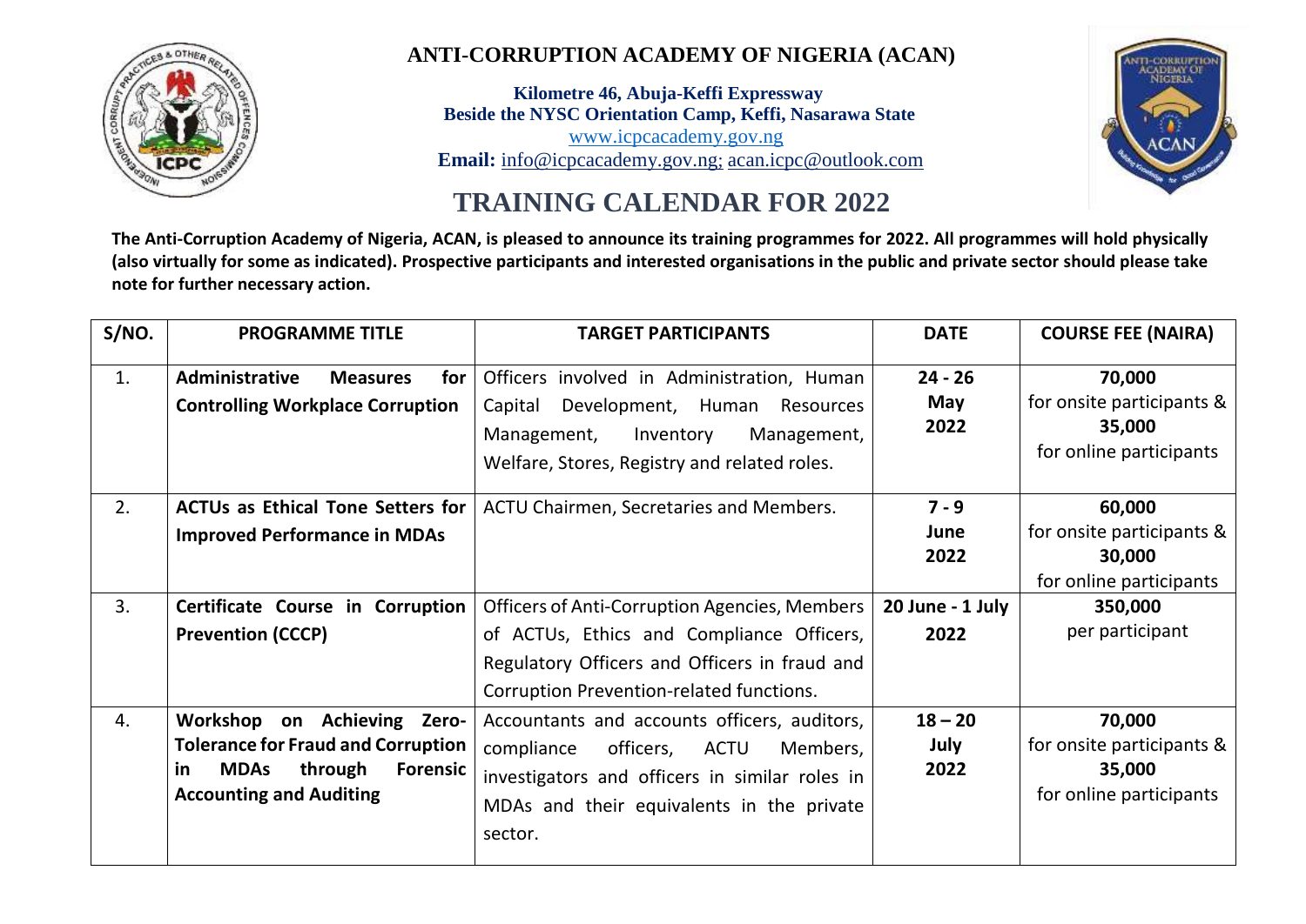# ANTI-CORRUPTION ACADEMY OF NIGERIA (ACAN)

**Kilometre 46, Abuja-Keffi Expressway**
**Beside the NYSC Orientation Camp, Keffi, Nasarawa State**
www.icpcacademy.gov.ng
**Email:** info@icpcacademy.gov.ng; acan.icpc@outlook.com

## TRAINING CALENDAR FOR 2022

**The Anti-Corruption Academy of Nigeria, ACAN, is pleased to announce its training programmes for 2022. All programmes will hold physically (also virtually for some as indicated). Prospective participants and interested organisations in the public and private sector should please take note for further necessary action.**

| S/NO. | PROGRAMME TITLE | TARGET PARTICIPANTS | DATE | COURSE FEE (NAIRA) |
|---|---|---|---|---|
| 1. | **Administrative Measures for Controlling Workplace Corruption** | Officers involved in Administration, Human Capital Development, Human Resources Management, Inventory Management, Welfare, Stores, Registry and related roles. | **24 - 26 May 2022** | **70,000** for onsite participants & **35,000** for online participants |
| 2. | **ACTUs as Ethical Tone Setters for Improved Performance in MDAs** | ACTU Chairmen, Secretaries and Members. | **7 - 9 June 2022** | **60,000** for onsite participants & **30,000** for online participants |
| 3. | **Certificate Course in Corruption Prevention (CCCP)** | Officers of Anti-Corruption Agencies, Members of ACTUs, Ethics and Compliance Officers, Regulatory Officers and Officers in fraud and Corruption Prevention-related functions. | **20 June - 1 July 2022** | **350,000** per participant |
| 4. | **Workshop on Achieving Zero-Tolerance for Fraud and Corruption in MDAs through Forensic Accounting and Auditing** | Accountants and accounts officers, auditors, compliance officers, ACTU Members, investigators and officers in similar roles in MDAs and their equivalents in the private sector. | **18 – 20 July 2022** | **70,000** for onsite participants & **35,000** for online participants |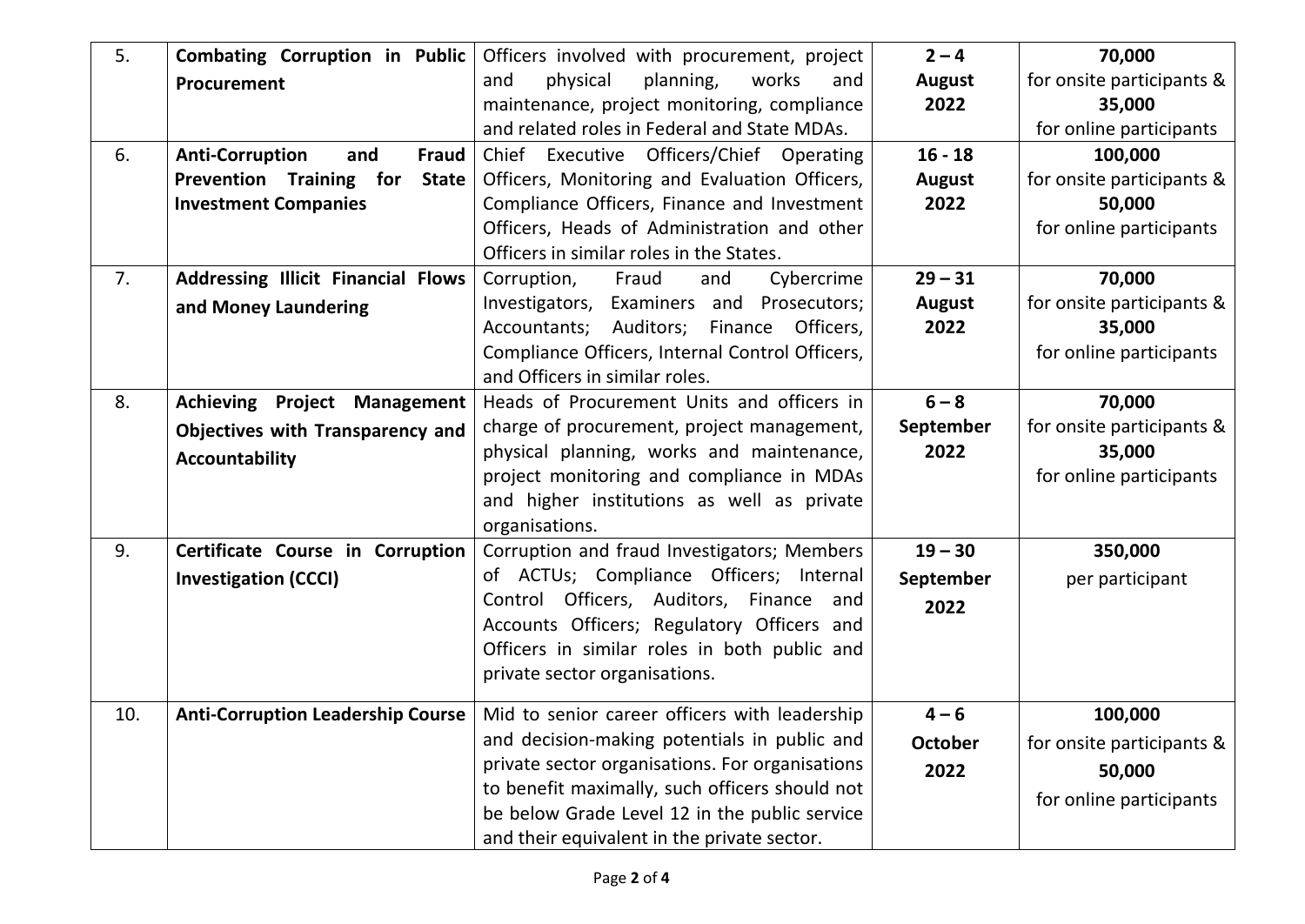| 5. | **Combating Corruption in Public Procurement** | Officers involved with procurement, project and physical planning, works and maintenance, project monitoring, compliance and related roles in Federal and State MDAs. | **2 – 4 August 2022** | **70,000** for onsite participants & **35,000** for online participants |
|---|---|---|---|---|
| 6. | **Anti-Corruption and Fraud Prevention Training for State Investment Companies** | Chief Executive Officers/Chief Operating Officers, Monitoring and Evaluation Officers, Compliance Officers, Finance and Investment Officers, Heads of Administration and other Officers in similar roles in the States. | **16 - 18 August 2022** | **100,000** for onsite participants & **50,000** for online participants |
| 7. | **Addressing Illicit Financial Flows and Money Laundering** | Corruption, Fraud and Cybercrime Investigators, Examiners and Prosecutors; Accountants; Auditors; Finance Officers, Compliance Officers, Internal Control Officers, and Officers in similar roles. | **29 – 31 August 2022** | **70,000** for onsite participants & **35,000** for online participants |
| 8. | **Achieving Project Management Objectives with Transparency and Accountability** | Heads of Procurement Units and officers in charge of procurement, project management, physical planning, works and maintenance, project monitoring and compliance in MDAs and higher institutions as well as private organisations. | **6 – 8 September 2022** | **70,000** for onsite participants & **35,000** for online participants |
| 9. | **Certificate Course in Corruption Investigation (CCCI)** | Corruption and fraud Investigators; Members of ACTUs; Compliance Officers; Internal Control Officers, Auditors, Finance and Accounts Officers; Regulatory Officers and Officers in similar roles in both public and private sector organisations. | **19 – 30 September 2022** | **350,000** per participant |
| 10. | **Anti-Corruption Leadership Course** | Mid to senior career officers with leadership and decision-making potentials in public and private sector organisations. For organisations to benefit maximally, such officers should not be below Grade Level 12 in the public service and their equivalent in the private sector. | **4 – 6 October 2022** | **100,000** for onsite participants & **50,000** for online participants |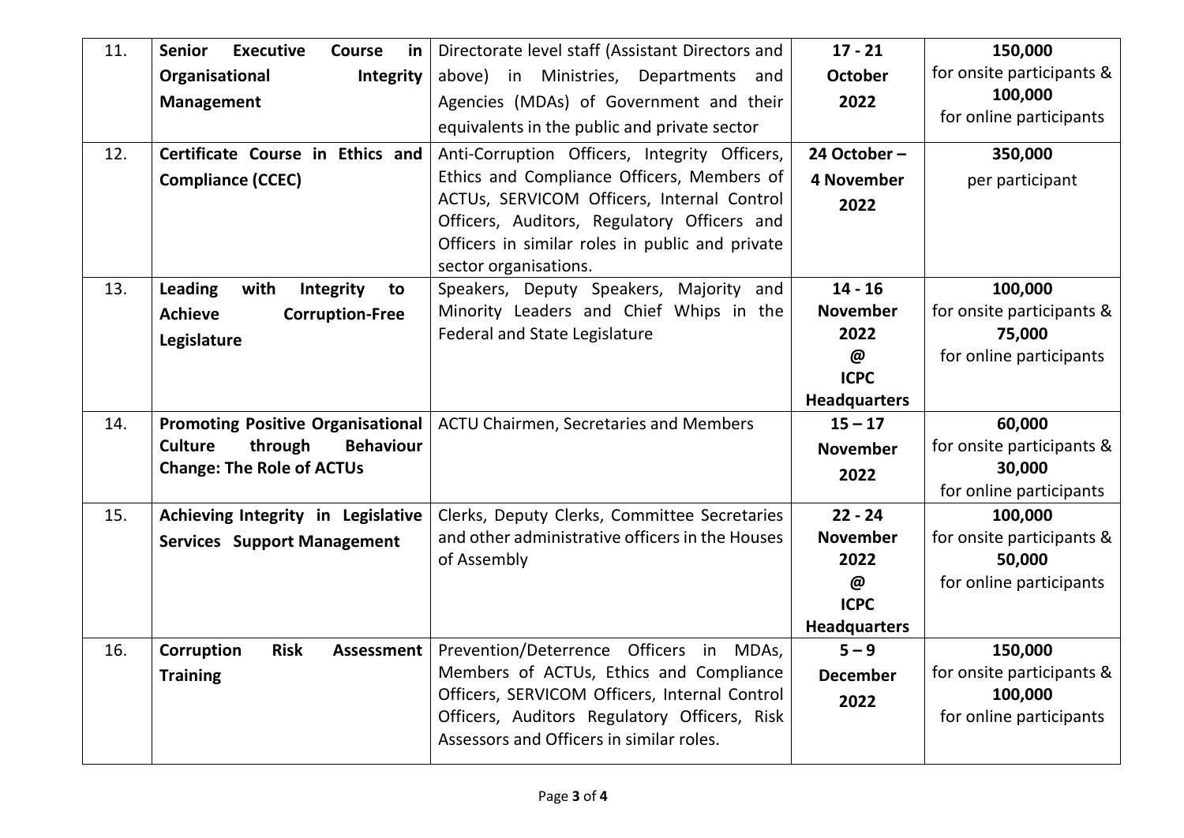| | | | | |
|---|---|---|---|---|
| 11. | **Senior Executive Course in Organisational Integrity Management** | Directorate level staff (Assistant Directors and above) in Ministries, Departments and Agencies (MDAs) of Government and their equivalents in the public and private sector | **17 - 21 October 2022** | **150,000** for onsite participants & **100,000** for online participants |
| 12. | **Certificate Course in Ethics and Compliance (CCEC)** | Anti-Corruption Officers, Integrity Officers, Ethics and Compliance Officers, Members of ACTUs, SERVICOM Officers, Internal Control Officers, Auditors, Regulatory Officers and Officers in similar roles in public and private sector organisations. | **24 October – 4 November 2022** | **350,000** per participant |
| 13. | **Leading with Integrity to Achieve Corruption-Free Legislature** | Speakers, Deputy Speakers, Majority and Minority Leaders and Chief Whips in the Federal and State Legislature | **14 - 16 November 2022 @ ICPC Headquarters** | **100,000** for onsite participants & **75,000** for online participants |
| 14. | **Promoting Positive Organisational Culture through Behaviour Change: The Role of ACTUs** | ACTU Chairmen, Secretaries and Members | **15 – 17 November 2022** | **60,000** for onsite participants & **30,000** for online participants |
| 15. | **Achieving Integrity in Legislative Services Support Management** | Clerks, Deputy Clerks, Committee Secretaries and other administrative officers in the Houses of Assembly | **22 - 24 November 2022 @ ICPC Headquarters** | **100,000** for onsite participants & **50,000** for online participants |
| 16. | **Corruption Risk Assessment Training** | Prevention/Deterrence Officers in MDAs, Members of ACTUs, Ethics and Compliance Officers, SERVICOM Officers, Internal Control Officers, Auditors Regulatory Officers, Risk Assessors and Officers in similar roles. | **5 – 9 December 2022** | **150,000** for onsite participants & **100,000** for online participants |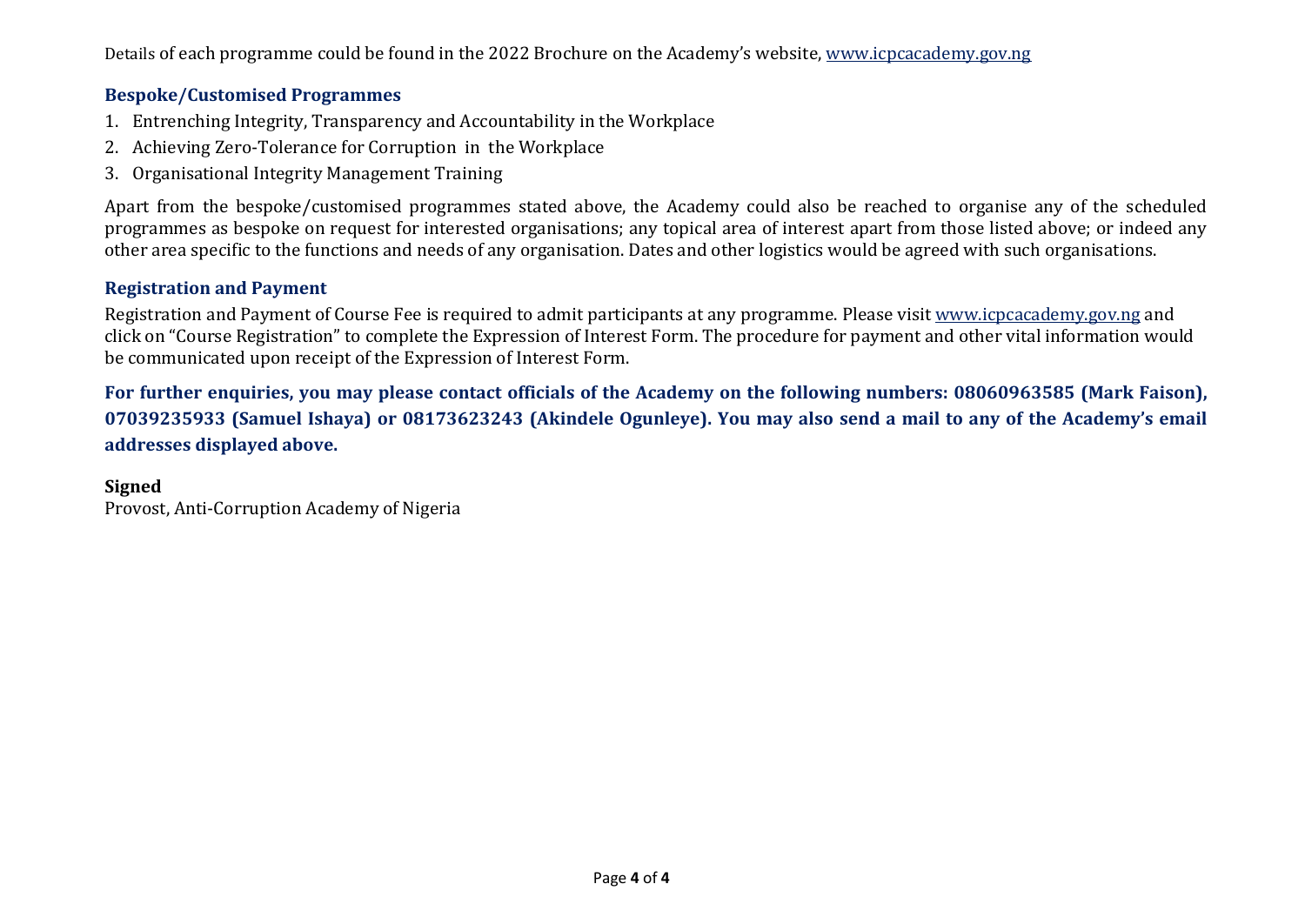Details of each programme could be found in the 2022 Brochure on the Academy's website, www.icpcacademy.gov.ng

### Bespoke/Customised Programmes

1. Entrenching Integrity, Transparency and Accountability in the Workplace
2. Achieving Zero-Tolerance for Corruption in the Workplace
3. Organisational Integrity Management Training

Apart from the bespoke/customised programmes stated above, the Academy could also be reached to organise any of the scheduled programmes as bespoke on request for interested organisations; any topical area of interest apart from those listed above; or indeed any other area specific to the functions and needs of any organisation. Dates and other logistics would be agreed with such organisations.

### Registration and Payment

Registration and Payment of Course Fee is required to admit participants at any programme. Please visit www.icpcacademy.gov.ng and click on "Course Registration" to complete the Expression of Interest Form. The procedure for payment and other vital information would be communicated upon receipt of the Expression of Interest Form.

**For further enquiries, you may please contact officials of the Academy on the following numbers: 08060963585 (Mark Faison), 07039235933 (Samuel Ishaya) or 08173623243 (Akindele Ogunleye). You may also send a mail to any of the Academy's email addresses displayed above.**

**Signed**
Provost, Anti-Corruption Academy of Nigeria